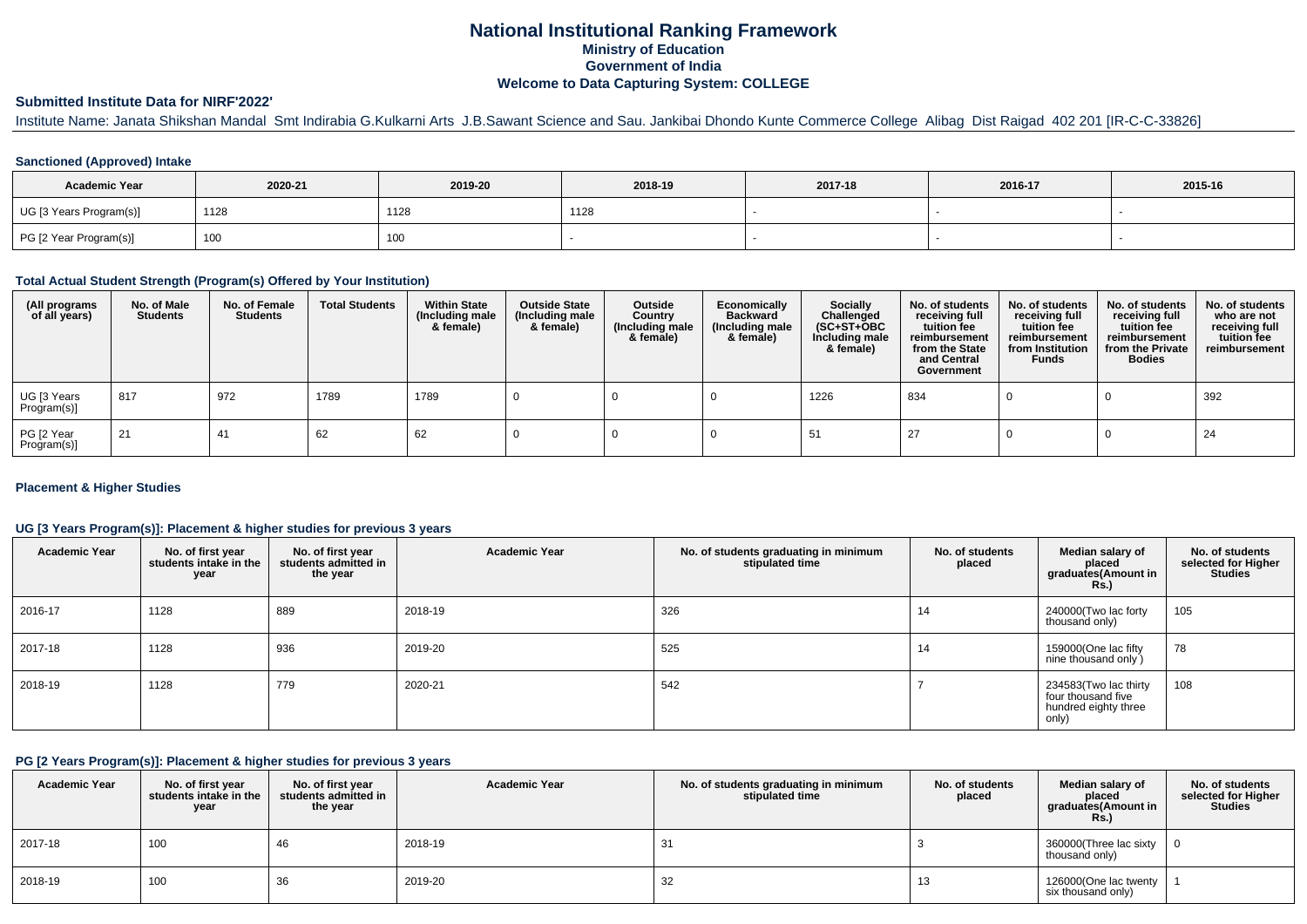# National Institutional Ranking Framework

## Ministry of Education

## Government of India

## Welcome to Data Capturing System: COLLEGE

### Submitted Institute Data for NIRF'2022'

Institute Name: Janata Shikshan Mandal Smt Indirabia G.Kulkarni Arts J.B.Sawant Science and Sau. Jankibai Dhondo Kunte Commerce College Alibag Dist Raigad 402 201 [IR-C-C-33826]

#### Sanctioned (Approved) Intake

| Academic Year | 2020-21 | 2019-20 | 2018-19 | 2017-18 | 2016-17 | 2015-16 |
|---|---|---|---|---|---|---|
| UG [3 Years Program(s)] | 1128 | 1128 | 1128 | - | - | - |
| PG [2 Year Program(s)] | 100 | 100 | - | - | - | - |

#### Total Actual Student Strength (Program(s) Offered by Your Institution)

| (All programs of all years) | No. of Male Students | No. of Female Students | Total Students | Within State (Including male & female) | Outside State (Including male & female) | Outside Country (Including male & female) | Economically Backward (Including male & female) | Socially Challenged (SC+ST+OBC Including male & female) | No. of students receiving full tuition fee reimbursement from the State and Central Government | No. of students receiving full tuition fee reimbursement from Institution Funds | No. of students receiving full tuition fee reimbursement from the Private Bodies | No. of students who are not receiving full tuition fee reimbursement |
|---|---|---|---|---|---|---|---|---|---|---|---|---|
| UG [3 Years Program(s)] | 817 | 972 | 1789 | 1789 | 0 | 0 | 0 | 1226 | 834 | 0 | 0 | 392 |
| PG [2 Year Program(s)] | 21 | 41 | 62 | 62 | 0 | 0 | 0 | 51 | 27 | 0 | 0 | 24 |

#### Placement & Higher Studies

#### UG [3 Years Program(s)]: Placement & higher studies for previous 3 years

| Academic Year | No. of first year students intake in the year | No. of first year students admitted in the year | Academic Year | No. of students graduating in minimum stipulated time | No. of students placed | Median salary of placed graduates(Amount in Rs.) | No. of students selected for Higher Studies |
|---|---|---|---|---|---|---|---|
| 2016-17 | 1128 | 889 | 2018-19 | 326 | 14 | 240000(Two lac forty thousand only) | 105 |
| 2017-18 | 1128 | 936 | 2019-20 | 525 | 14 | 159000(One lac fifty nine thousand only ) | 78 |
| 2018-19 | 1128 | 779 | 2020-21 | 542 | 7 | 234583(Two lac thirty four thousand five hundred eighty three only) | 108 |

#### PG [2 Years Program(s)]: Placement & higher studies for previous 3 years

| Academic Year | No. of first year students intake in the year | No. of first year students admitted in the year | Academic Year | No. of students graduating in minimum stipulated time | No. of students placed | Median salary of placed graduates(Amount in Rs.) | No. of students selected for Higher Studies |
|---|---|---|---|---|---|---|---|
| 2017-18 | 100 | 46 | 2018-19 | 31 | 3 | 360000(Three lac sixty thousand only) | 0 |
| 2018-19 | 100 | 36 | 2019-20 | 32 | 13 | 126000(One lac twenty six thousand only) | 1 |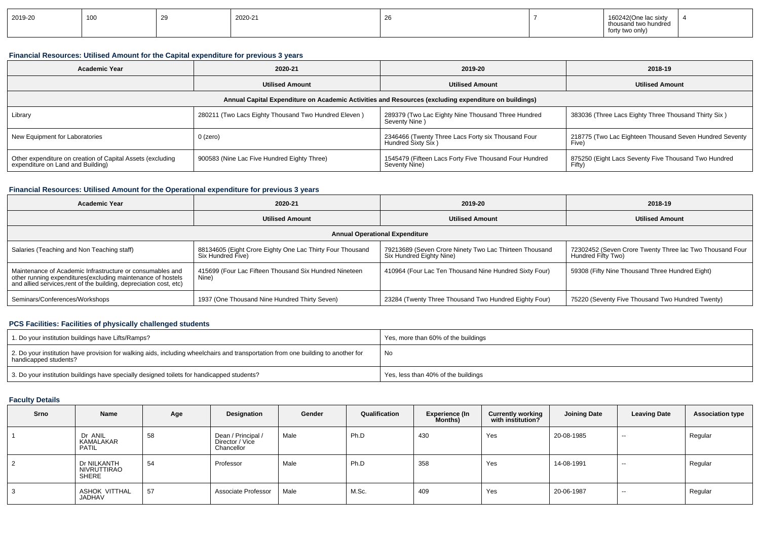| 2019-20 | 100 | 29 | 2020-21 | 26 | 7 | 160242(One lac sixty thousand two hundred forty two only) | 4 |
|---|---|---|---|---|---|---|---|

### Financial Resources: Utilised Amount for the Capital expenditure for previous 3 years

| Academic Year | 2020-21 | 2019-20 | 2018-19 |
|---|---|---|---|
| | Utilised Amount | Utilised Amount | Utilised Amount |
| Annual Capital Expenditure on Academic Activities and Resources (excluding expenditure on buildings) | | | |
| Library | 280211 (Two Lacs Eighty Thousand Two Hundred Eleven ) | 289379 (Two Lac Eighty Nine Thousand Three Hundred Seventy Nine ) | 383036 (Three Lacs Eighty Three Thousand Thirty Six ) |
| New Equipment for Laboratories | 0 (zero) | 2346466 (Twenty Three Lacs Forty six Thousand Four Hundred Sixty Six ) | 218775 (Two Lac Eighteen Thousand Seven Hundred Seventy Five) |
| Other expenditure on creation of Capital Assets (excluding expenditure on Land and Building) | 900583 (Nine Lac Five Hundred Eighty Three) | 1545479 (Fifteen Lacs Forty Five Thousand Four Hundred Seventy Nine) | 875250 (Eight Lacs Seventy Five Thousand Two Hundred Fifty) |

### Financial Resources: Utilised Amount for the Operational expenditure for previous 3 years

| Academic Year | 2020-21 | 2019-20 | 2018-19 |
|---|---|---|---|
| | Utilised Amount | Utilised Amount | Utilised Amount |
| Annual Operational Expenditure | | | |
| Salaries (Teaching and Non Teaching staff) | 88134605 (Eight Crore Eighty One Lac Thirty Four Thousand Six Hundred Five) | 79213689 (Seven Crore Ninety Two Lac Thirteen Thousand Six Hundred Eighty Nine) | 72302452 (Seven Crore Twenty Three lac Two Thousand Four Hundred Fifty Two) |
| Maintenance of Academic Infrastructure or consumables and other running expenditures(excluding maintenance of hostels and allied services,rent of the building, depreciation cost, etc) | 415699 (Four Lac Fifteen Thousand Six Hundred Nineteen Nine) | 410964 (Four Lac Ten Thousand Nine Hundred Sixty Four) | 59308 (Fifty Nine Thousand Three Hundred Eight) |
| Seminars/Conferences/Workshops | 1937 (One Thousand Nine Hundred Thirty Seven) | 23284 (Twenty Three Thousand Two Hundred Eighty Four) | 75220 (Seventy Five Thousand Two Hundred Twenty) |

### PCS Facilities: Facilities of physically challenged students

| | |
|---|---|
| 1. Do your institution buildings have Lifts/Ramps? | Yes, more than 60% of the buildings |
| 2. Do your institution have provision for walking aids, including wheelchairs and transportation from one building to another for handicapped students? | No |
| 3. Do your institution buildings have specially designed toilets for handicapped students? | Yes, less than 40% of the buildings |

### Faculty Details

| Srno | Name | Age | Designation | Gender | Qualification | Experience (In Months) | Currently working with institution? | Joining Date | Leaving Date | Association type |
|---|---|---|---|---|---|---|---|---|---|---|
| 1 | Dr ANIL KAMALAKAR PATIL | 58 | Dean / Principal / Director / Vice Chancellor | Male | Ph.D | 430 | Yes | 20-08-1985 | -- | Regular |
| 2 | Dr NILKANTH NIVRUTTIRAO SHERE | 54 | Professor | Male | Ph.D | 358 | Yes | 14-08-1991 | -- | Regular |
| 3 | ASHOK VITTHAL JADHAV | 57 | Associate Professor | Male | M.Sc. | 409 | Yes | 20-06-1987 | -- | Regular |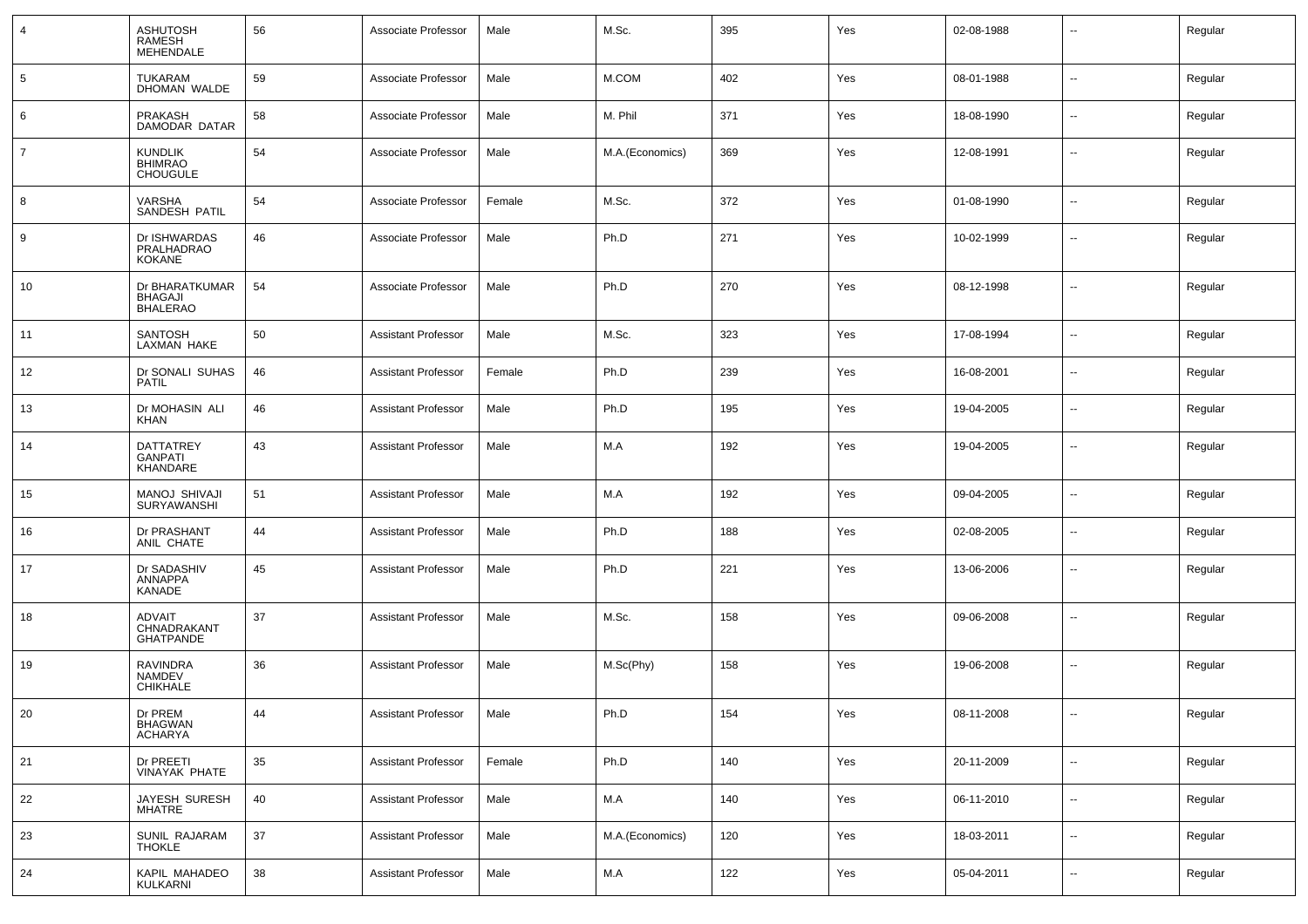| 4 | ASHUTOSH RAMESH MEHENDALE | 56 | Associate Professor | Male | M.Sc. | 395 | Yes | 02-08-1988 | -- | Regular |
|---|---|---|---|---|---|---|---|---|---|---|
| 5 | TUKARAM DHOMAN WALDE | 59 | Associate Professor | Male | M.COM | 402 | Yes | 08-01-1988 | -- | Regular |
| 6 | PRAKASH DAMODAR DATAR | 58 | Associate Professor | Male | M. Phil | 371 | Yes | 18-08-1990 | -- | Regular |
| 7 | KUNDLIK BHIMRAO CHOUGULE | 54 | Associate Professor | Male | M.A.(Economics) | 369 | Yes | 12-08-1991 | -- | Regular |
| 8 | VARSHA SANDESH PATIL | 54 | Associate Professor | Female | M.Sc. | 372 | Yes | 01-08-1990 | -- | Regular |
| 9 | Dr ISHWARDAS PRALHADRAO KOKANE | 46 | Associate Professor | Male | Ph.D | 271 | Yes | 10-02-1999 | -- | Regular |
| 10 | Dr BHARATKUMAR BHAGAJI BHALERAO | 54 | Associate Professor | Male | Ph.D | 270 | Yes | 08-12-1998 | -- | Regular |
| 11 | SANTOSH LAXMAN HAKE | 50 | Assistant Professor | Male | M.Sc. | 323 | Yes | 17-08-1994 | -- | Regular |
| 12 | Dr SONALI SUHAS PATIL | 46 | Assistant Professor | Female | Ph.D | 239 | Yes | 16-08-2001 | -- | Regular |
| 13 | Dr MOHASIN ALI KHAN | 46 | Assistant Professor | Male | Ph.D | 195 | Yes | 19-04-2005 | -- | Regular |
| 14 | DATTATREY GANPATI KHANDARE | 43 | Assistant Professor | Male | M.A | 192 | Yes | 19-04-2005 | -- | Regular |
| 15 | MANOJ SHIVAJI SURYAWANSHI | 51 | Assistant Professor | Male | M.A | 192 | Yes | 09-04-2005 | -- | Regular |
| 16 | Dr PRASHANT ANIL CHATE | 44 | Assistant Professor | Male | Ph.D | 188 | Yes | 02-08-2005 | -- | Regular |
| 17 | Dr SADASHIV ANNAPPA KANADE | 45 | Assistant Professor | Male | Ph.D | 221 | Yes | 13-06-2006 | -- | Regular |
| 18 | ADVAIT CHNADRAKANT GHATPANDE | 37 | Assistant Professor | Male | M.Sc. | 158 | Yes | 09-06-2008 | -- | Regular |
| 19 | RAVINDRA NAMDEV CHIKHALE | 36 | Assistant Professor | Male | M.Sc(Phy) | 158 | Yes | 19-06-2008 | -- | Regular |
| 20 | Dr PREM BHAGWAN ACHARYA | 44 | Assistant Professor | Male | Ph.D | 154 | Yes | 08-11-2008 | -- | Regular |
| 21 | Dr PREETI VINAYAK PHATE | 35 | Assistant Professor | Female | Ph.D | 140 | Yes | 20-11-2009 | -- | Regular |
| 22 | JAYESH SURESH MHATRE | 40 | Assistant Professor | Male | M.A | 140 | Yes | 06-11-2010 | -- | Regular |
| 23 | SUNIL RAJARAM THOKLE | 37 | Assistant Professor | Male | M.A.(Economics) | 120 | Yes | 18-03-2011 | -- | Regular |
| 24 | KAPIL MAHADEO KULKARNI | 38 | Assistant Professor | Male | M.A | 122 | Yes | 05-04-2011 | -- | Regular |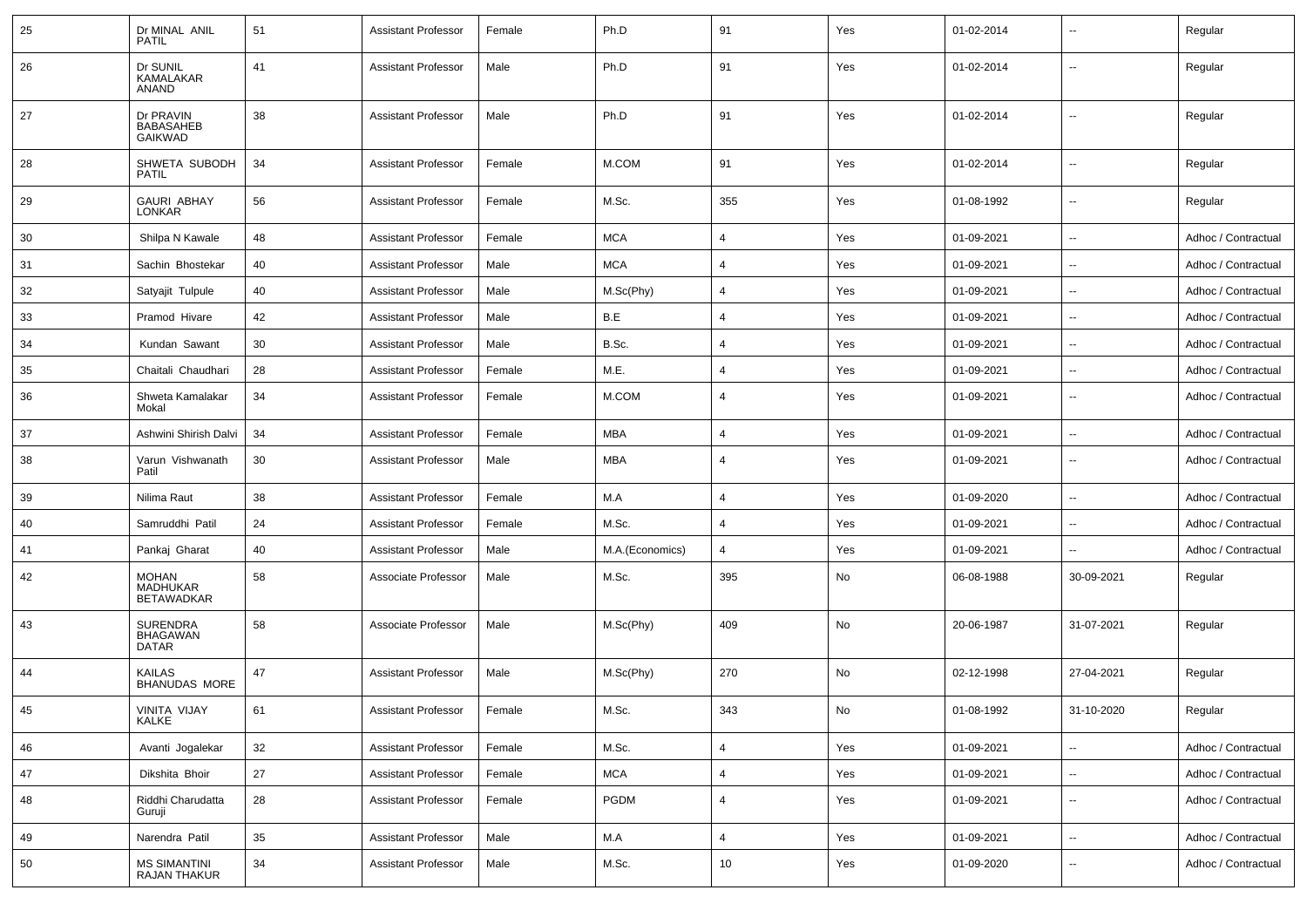| 25 | Dr MINAL ANIL PATIL | 51 | Assistant Professor | Female | Ph.D | 91 | Yes | 01-02-2014 | -- | Regular |
|---|---|---|---|---|---|---|---|---|---|---|
| 26 | Dr SUNIL KAMALAKAR ANAND | 41 | Assistant Professor | Male | Ph.D | 91 | Yes | 01-02-2014 | -- | Regular |
| 27 | Dr PRAVIN BABASAHEB GAIKWAD | 38 | Assistant Professor | Male | Ph.D | 91 | Yes | 01-02-2014 | -- | Regular |
| 28 | SHWETA SUBODH PATIL | 34 | Assistant Professor | Female | M.COM | 91 | Yes | 01-02-2014 | -- | Regular |
| 29 | GAURI ABHAY LONKAR | 56 | Assistant Professor | Female | M.Sc. | 355 | Yes | 01-08-1992 | -- | Regular |
| 30 | Shilpa N Kawale | 48 | Assistant Professor | Female | MCA | 4 | Yes | 01-09-2021 | -- | Adhoc / Contractual |
| 31 | Sachin Bhostekar | 40 | Assistant Professor | Male | MCA | 4 | Yes | 01-09-2021 | -- | Adhoc / Contractual |
| 32 | Satyajit Tulpule | 40 | Assistant Professor | Male | M.Sc(Phy) | 4 | Yes | 01-09-2021 | -- | Adhoc / Contractual |
| 33 | Pramod Hivare | 42 | Assistant Professor | Male | B.E | 4 | Yes | 01-09-2021 | -- | Adhoc / Contractual |
| 34 | Kundan Sawant | 30 | Assistant Professor | Male | B.Sc. | 4 | Yes | 01-09-2021 | -- | Adhoc / Contractual |
| 35 | Chaitali Chaudhari | 28 | Assistant Professor | Female | M.E. | 4 | Yes | 01-09-2021 | -- | Adhoc / Contractual |
| 36 | Shweta Kamalakar Mokal | 34 | Assistant Professor | Female | M.COM | 4 | Yes | 01-09-2021 | -- | Adhoc / Contractual |
| 37 | Ashwini Shirish Dalvi | 34 | Assistant Professor | Female | MBA | 4 | Yes | 01-09-2021 | -- | Adhoc / Contractual |
| 38 | Varun Vishwanath Patil | 30 | Assistant Professor | Male | MBA | 4 | Yes | 01-09-2021 | -- | Adhoc / Contractual |
| 39 | Nilima Raut | 38 | Assistant Professor | Female | M.A | 4 | Yes | 01-09-2020 | -- | Adhoc / Contractual |
| 40 | Samruddhi Patil | 24 | Assistant Professor | Female | M.Sc. | 4 | Yes | 01-09-2021 | -- | Adhoc / Contractual |
| 41 | Pankaj Gharat | 40 | Assistant Professor | Male | M.A.(Economics) | 4 | Yes | 01-09-2021 | -- | Adhoc / Contractual |
| 42 | MOHAN MADHUKAR BETAWADKAR | 58 | Associate Professor | Male | M.Sc. | 395 | No | 06-08-1988 | 30-09-2021 | Regular |
| 43 | SURENDRA BHAGAWAN DATAR | 58 | Associate Professor | Male | M.Sc(Phy) | 409 | No | 20-06-1987 | 31-07-2021 | Regular |
| 44 | KAILAS BHANUDAS MORE | 47 | Assistant Professor | Male | M.Sc(Phy) | 270 | No | 02-12-1998 | 27-04-2021 | Regular |
| 45 | VINITA VIJAY KALKE | 61 | Assistant Professor | Female | M.Sc. | 343 | No | 01-08-1992 | 31-10-2020 | Regular |
| 46 | Avanti Jogalekar | 32 | Assistant Professor | Female | M.Sc. | 4 | Yes | 01-09-2021 | -- | Adhoc / Contractual |
| 47 | Dikshita Bhoir | 27 | Assistant Professor | Female | MCA | 4 | Yes | 01-09-2021 | -- | Adhoc / Contractual |
| 48 | Riddhi Charudatta Guruji | 28 | Assistant Professor | Female | PGDM | 4 | Yes | 01-09-2021 | -- | Adhoc / Contractual |
| 49 | Narendra Patil | 35 | Assistant Professor | Male | M.A | 4 | Yes | 01-09-2021 | -- | Adhoc / Contractual |
| 50 | MS SIMANTINI RAJAN THAKUR | 34 | Assistant Professor | Male | M.Sc. | 10 | Yes | 01-09-2020 | -- | Adhoc / Contractual |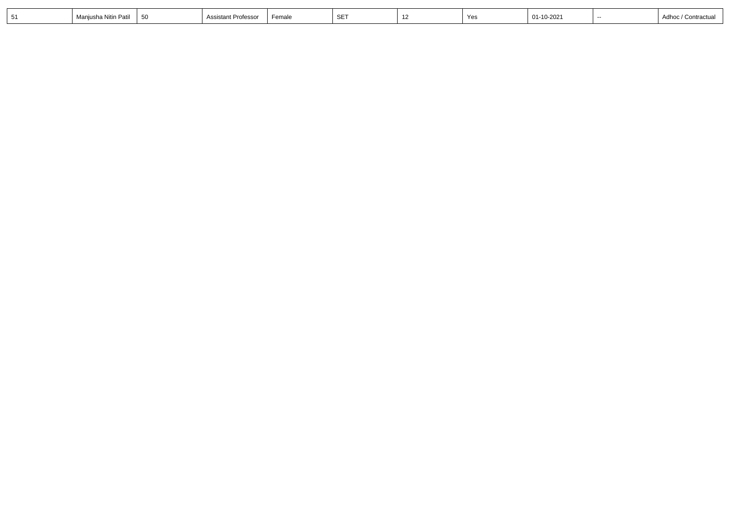| | | | | | | | | | | |
|---|---|---|---|---|---|---|---|---|---|---|
| 51 | Manjusha Nitin Patil | 50 | Assistant Professor | Female | SET | 12 | Yes | 01-10-2021 | -- | Adhoc / Contractual |